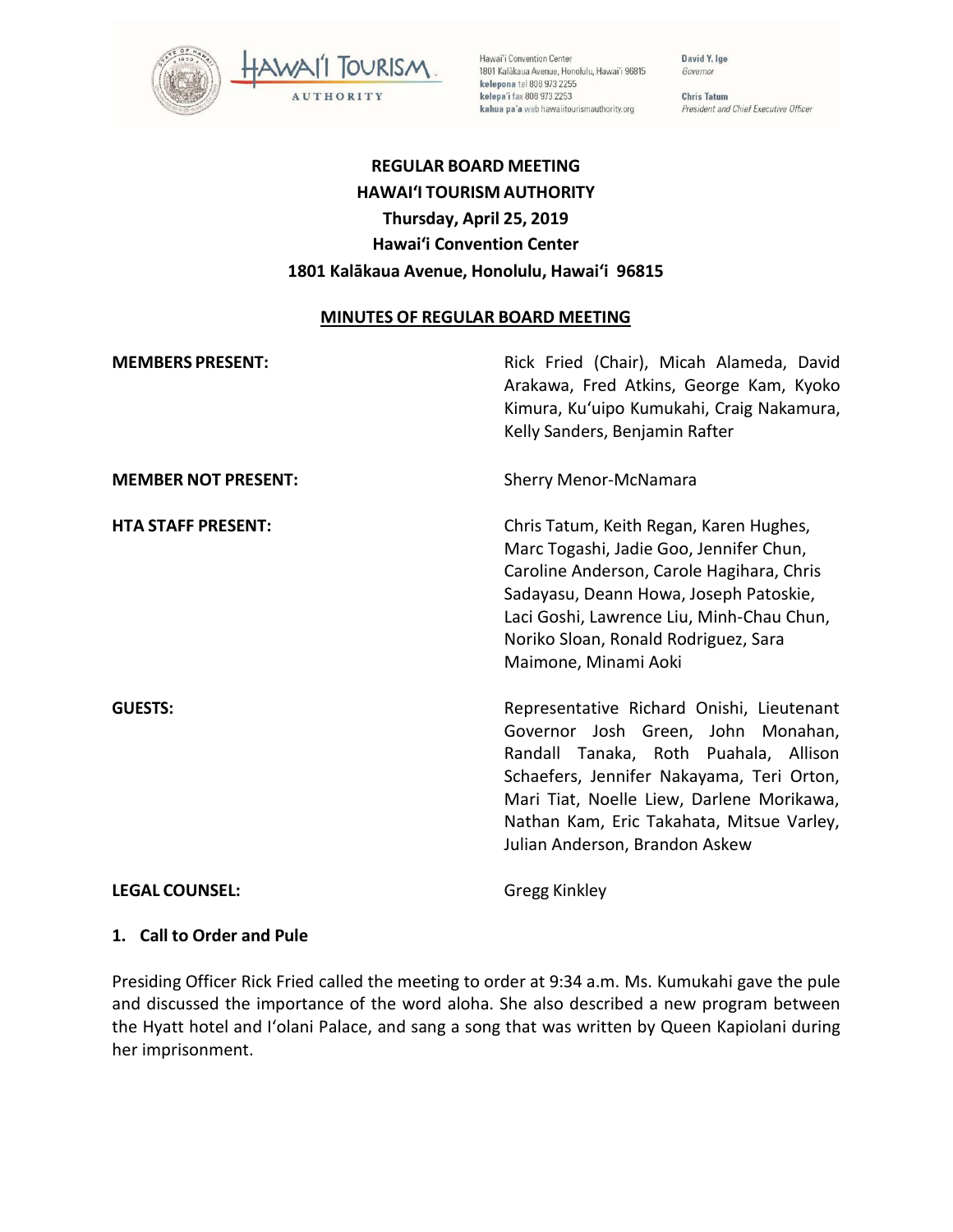Hawai'i Convention Center
1801 Kalākaua Avenue, Honolulu, Hawai'i 96815
**kelepona** tel 808 973 2255
**kelepa'i** fax 808 973 2253
**kahua pa'a** web hawaiitourismauthority.org

**David Y. Ige**
*Governor*

**Chris Tatum**
*President and Chief Executive Officer*

# REGULAR BOARD MEETING
# HAWAIʻI TOURISM AUTHORITY
# Thursday, April 25, 2019
# Hawaiʻi Convention Center
# 1801 Kalākaua Avenue, Honolulu, Hawaiʻi 96815

## MINUTES OF REGULAR BOARD MEETING

**MEMBERS PRESENT:** Rick Fried (Chair), Micah Alameda, David Arakawa, Fred Atkins, George Kam, Kyoko Kimura, Ku'uipo Kumukahi, Craig Nakamura, Kelly Sanders, Benjamin Rafter

**MEMBER NOT PRESENT:** Sherry Menor-McNamara

**HTA STAFF PRESENT:** Chris Tatum, Keith Regan, Karen Hughes, Marc Togashi, Jadie Goo, Jennifer Chun, Caroline Anderson, Carole Hagihara, Chris Sadayasu, Deann Howa, Joseph Patoskie, Laci Goshi, Lawrence Liu, Minh-Chau Chun, Noriko Sloan, Ronald Rodriguez, Sara Maimone, Minami Aoki

**GUESTS:** Representative Richard Onishi, Lieutenant Governor Josh Green, John Monahan, Randall Tanaka, Roth Puahala, Allison Schaefers, Jennifer Nakayama, Teri Orton, Mari Tiat, Noelle Liew, Darlene Morikawa, Nathan Kam, Eric Takahata, Mitsue Varley, Julian Anderson, Brandon Askew

**LEGAL COUNSEL:** Gregg Kinkley

### 1. Call to Order and Pule

Presiding Officer Rick Fried called the meeting to order at 9:34 a.m. Ms. Kumukahi gave the pule and discussed the importance of the word aloha. She also described a new program between the Hyatt hotel and Iʻolani Palace, and sang a song that was written by Queen Kapiolani during her imprisonment.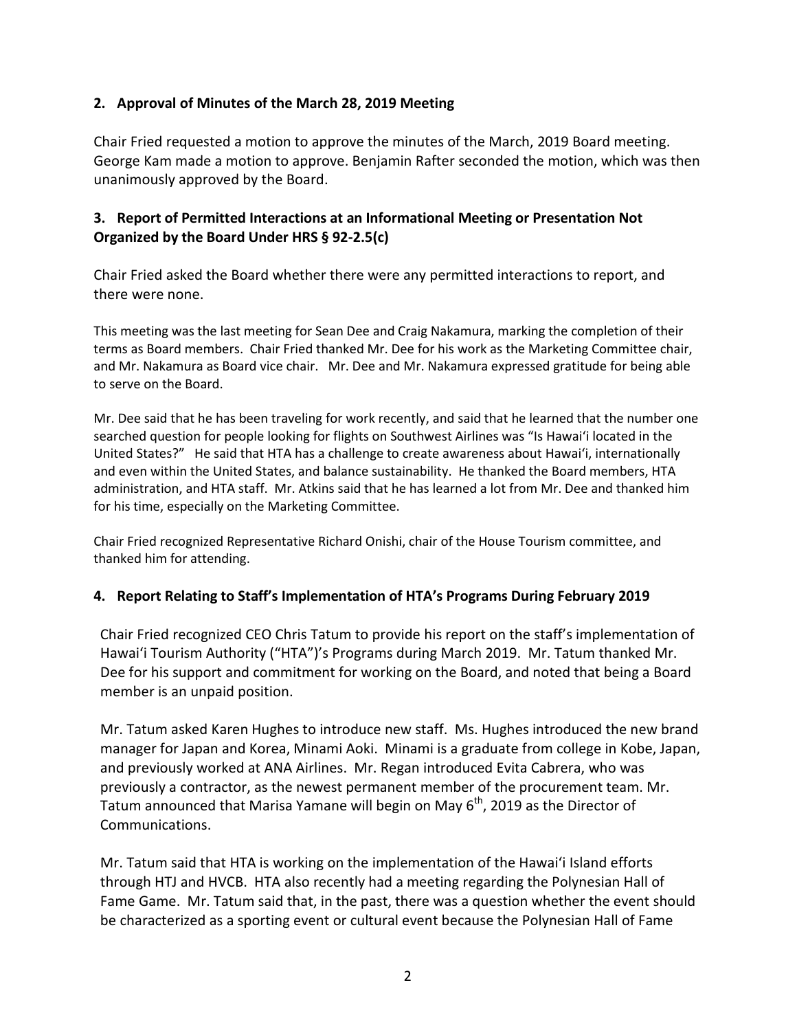## 2. Approval of Minutes of the March 28, 2019 Meeting

Chair Fried requested a motion to approve the minutes of the March, 2019 Board meeting. George Kam made a motion to approve. Benjamin Rafter seconded the motion, which was then unanimously approved by the Board.

## 3. Report of Permitted Interactions at an Informational Meeting or Presentation Not Organized by the Board Under HRS § 92-2.5(c)

Chair Fried asked the Board whether there were any permitted interactions to report, and there were none.

This meeting was the last meeting for Sean Dee and Craig Nakamura, marking the completion of their terms as Board members. Chair Fried thanked Mr. Dee for his work as the Marketing Committee chair, and Mr. Nakamura as Board vice chair. Mr. Dee and Mr. Nakamura expressed gratitude for being able to serve on the Board.

Mr. Dee said that he has been traveling for work recently, and said that he learned that the number one searched question for people looking for flights on Southwest Airlines was "Is Hawai'i located in the United States?" He said that HTA has a challenge to create awareness about Hawai'i, internationally and even within the United States, and balance sustainability. He thanked the Board members, HTA administration, and HTA staff. Mr. Atkins said that he has learned a lot from Mr. Dee and thanked him for his time, especially on the Marketing Committee.

Chair Fried recognized Representative Richard Onishi, chair of the House Tourism committee, and thanked him for attending.

## 4. Report Relating to Staff's Implementation of HTA's Programs During February 2019

Chair Fried recognized CEO Chris Tatum to provide his report on the staff's implementation of Hawai'i Tourism Authority ("HTA")'s Programs during March 2019. Mr. Tatum thanked Mr. Dee for his support and commitment for working on the Board, and noted that being a Board member is an unpaid position.

Mr. Tatum asked Karen Hughes to introduce new staff. Ms. Hughes introduced the new brand manager for Japan and Korea, Minami Aoki. Minami is a graduate from college in Kobe, Japan, and previously worked at ANA Airlines. Mr. Regan introduced Evita Cabrera, who was previously a contractor, as the newest permanent member of the procurement team. Mr. Tatum announced that Marisa Yamane will begin on May 6th, 2019 as the Director of Communications.

Mr. Tatum said that HTA is working on the implementation of the Hawai'i Island efforts through HTJ and HVCB. HTA also recently had a meeting regarding the Polynesian Hall of Fame Game. Mr. Tatum said that, in the past, there was a question whether the event should be characterized as a sporting event or cultural event because the Polynesian Hall of Fame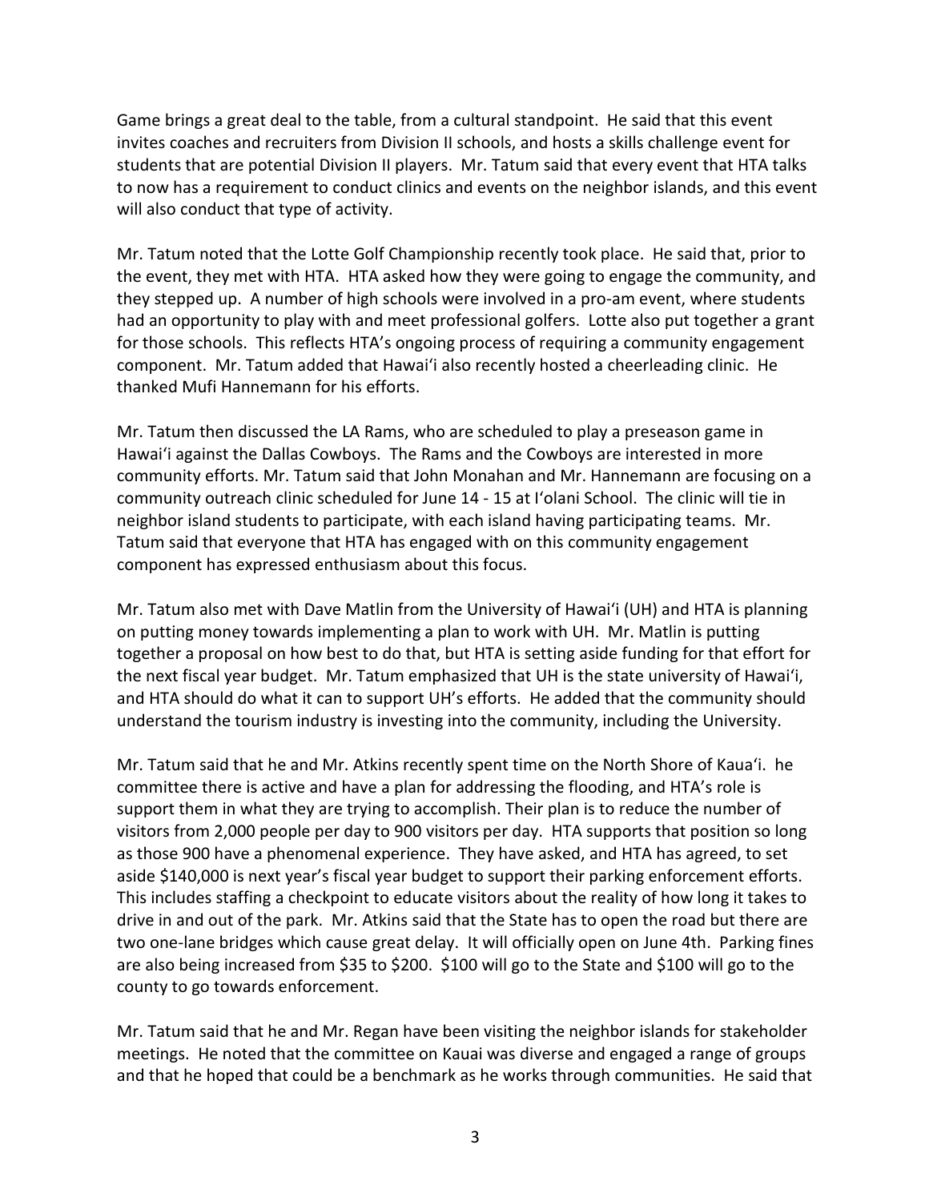Game brings a great deal to the table, from a cultural standpoint. He said that this event invites coaches and recruiters from Division II schools, and hosts a skills challenge event for students that are potential Division II players. Mr. Tatum said that every event that HTA talks to now has a requirement to conduct clinics and events on the neighbor islands, and this event will also conduct that type of activity.

Mr. Tatum noted that the Lotte Golf Championship recently took place. He said that, prior to the event, they met with HTA. HTA asked how they were going to engage the community, and they stepped up. A number of high schools were involved in a pro-am event, where students had an opportunity to play with and meet professional golfers. Lotte also put together a grant for those schools. This reflects HTA's ongoing process of requiring a community engagement component. Mr. Tatum added that Hawai'i also recently hosted a cheerleading clinic. He thanked Mufi Hannemann for his efforts.

Mr. Tatum then discussed the LA Rams, who are scheduled to play a preseason game in Hawai'i against the Dallas Cowboys. The Rams and the Cowboys are interested in more community efforts. Mr. Tatum said that John Monahan and Mr. Hannemann are focusing on a community outreach clinic scheduled for June 14 - 15 at I'olani School. The clinic will tie in neighbor island students to participate, with each island having participating teams. Mr. Tatum said that everyone that HTA has engaged with on this community engagement component has expressed enthusiasm about this focus.

Mr. Tatum also met with Dave Matlin from the University of Hawai'i (UH) and HTA is planning on putting money towards implementing a plan to work with UH. Mr. Matlin is putting together a proposal on how best to do that, but HTA is setting aside funding for that effort for the next fiscal year budget. Mr. Tatum emphasized that UH is the state university of Hawai'i, and HTA should do what it can to support UH's efforts. He added that the community should understand the tourism industry is investing into the community, including the University.

Mr. Tatum said that he and Mr. Atkins recently spent time on the North Shore of Kaua'i. he committee there is active and have a plan for addressing the flooding, and HTA's role is support them in what they are trying to accomplish. Their plan is to reduce the number of visitors from 2,000 people per day to 900 visitors per day. HTA supports that position so long as those 900 have a phenomenal experience. They have asked, and HTA has agreed, to set aside $140,000 is next year's fiscal year budget to support their parking enforcement efforts. This includes staffing a checkpoint to educate visitors about the reality of how long it takes to drive in and out of the park. Mr. Atkins said that the State has to open the road but there are two one-lane bridges which cause great delay. It will officially open on June 4th. Parking fines are also being increased from $35 to $200. $100 will go to the State and $100 will go to the county to go towards enforcement.

Mr. Tatum said that he and Mr. Regan have been visiting the neighbor islands for stakeholder meetings. He noted that the committee on Kauai was diverse and engaged a range of groups and that he hoped that could be a benchmark as he works through communities. He said that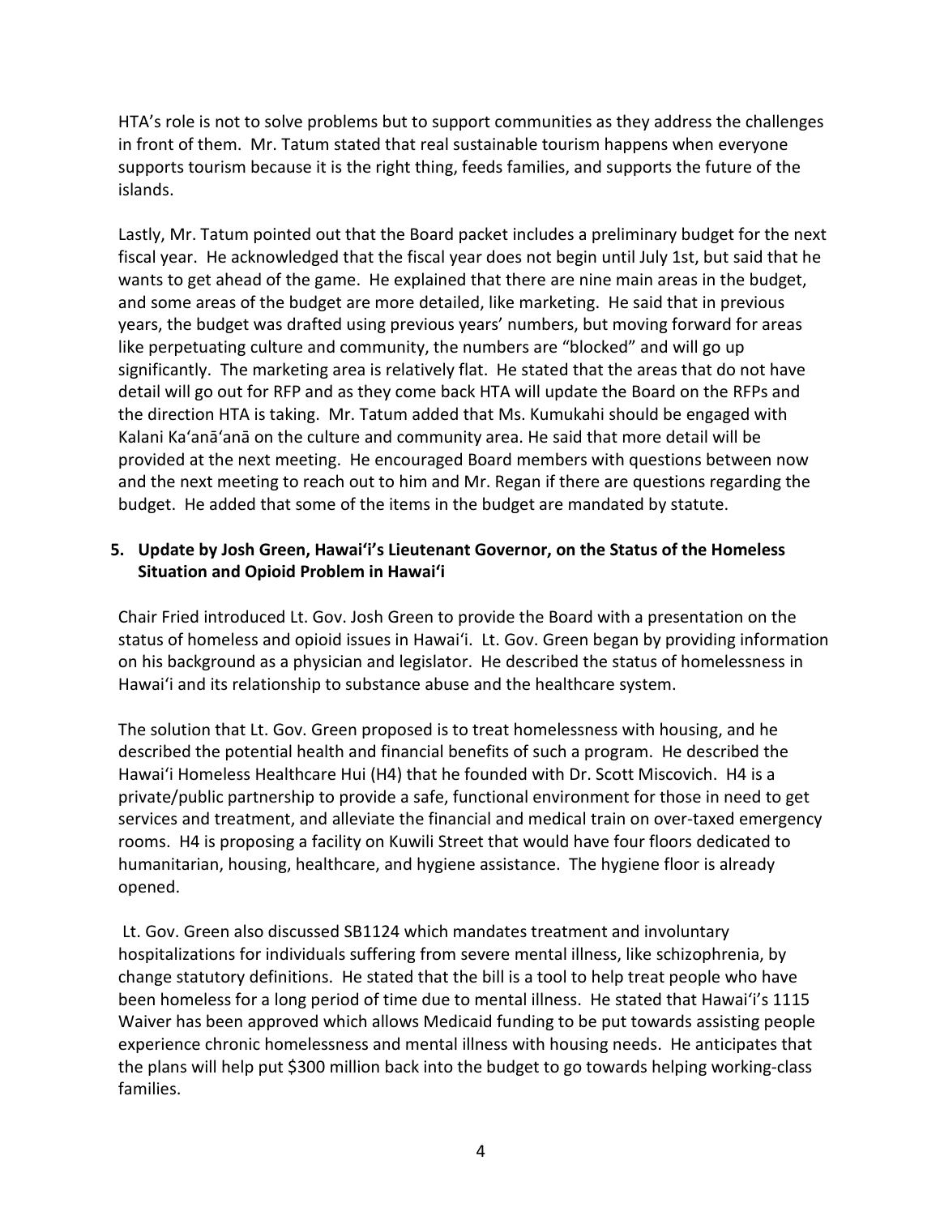HTA's role is not to solve problems but to support communities as they address the challenges in front of them. Mr. Tatum stated that real sustainable tourism happens when everyone supports tourism because it is the right thing, feeds families, and supports the future of the islands.

Lastly, Mr. Tatum pointed out that the Board packet includes a preliminary budget for the next fiscal year. He acknowledged that the fiscal year does not begin until July 1st, but said that he wants to get ahead of the game. He explained that there are nine main areas in the budget, and some areas of the budget are more detailed, like marketing. He said that in previous years, the budget was drafted using previous years' numbers, but moving forward for areas like perpetuating culture and community, the numbers are "blocked" and will go up significantly. The marketing area is relatively flat. He stated that the areas that do not have detail will go out for RFP and as they come back HTA will update the Board on the RFPs and the direction HTA is taking. Mr. Tatum added that Ms. Kumukahi should be engaged with Kalani Ka'anā'anā on the culture and community area. He said that more detail will be provided at the next meeting. He encouraged Board members with questions between now and the next meeting to reach out to him and Mr. Regan if there are questions regarding the budget. He added that some of the items in the budget are mandated by statute.

**5. Update by Josh Green, Hawai'i's Lieutenant Governor, on the Status of the Homeless Situation and Opioid Problem in Hawai'i**

Chair Fried introduced Lt. Gov. Josh Green to provide the Board with a presentation on the status of homeless and opioid issues in Hawai'i. Lt. Gov. Green began by providing information on his background as a physician and legislator. He described the status of homelessness in Hawai'i and its relationship to substance abuse and the healthcare system.

The solution that Lt. Gov. Green proposed is to treat homelessness with housing, and he described the potential health and financial benefits of such a program. He described the Hawai'i Homeless Healthcare Hui (H4) that he founded with Dr. Scott Miscovich. H4 is a private/public partnership to provide a safe, functional environment for those in need to get services and treatment, and alleviate the financial and medical train on over-taxed emergency rooms. H4 is proposing a facility on Kuwili Street that would have four floors dedicated to humanitarian, housing, healthcare, and hygiene assistance. The hygiene floor is already opened.

Lt. Gov. Green also discussed SB1124 which mandates treatment and involuntary hospitalizations for individuals suffering from severe mental illness, like schizophrenia, by change statutory definitions. He stated that the bill is a tool to help treat people who have been homeless for a long period of time due to mental illness. He stated that Hawai'i's 1115 Waiver has been approved which allows Medicaid funding to be put towards assisting people experience chronic homelessness and mental illness with housing needs. He anticipates that the plans will help put $300 million back into the budget to go towards helping working-class families.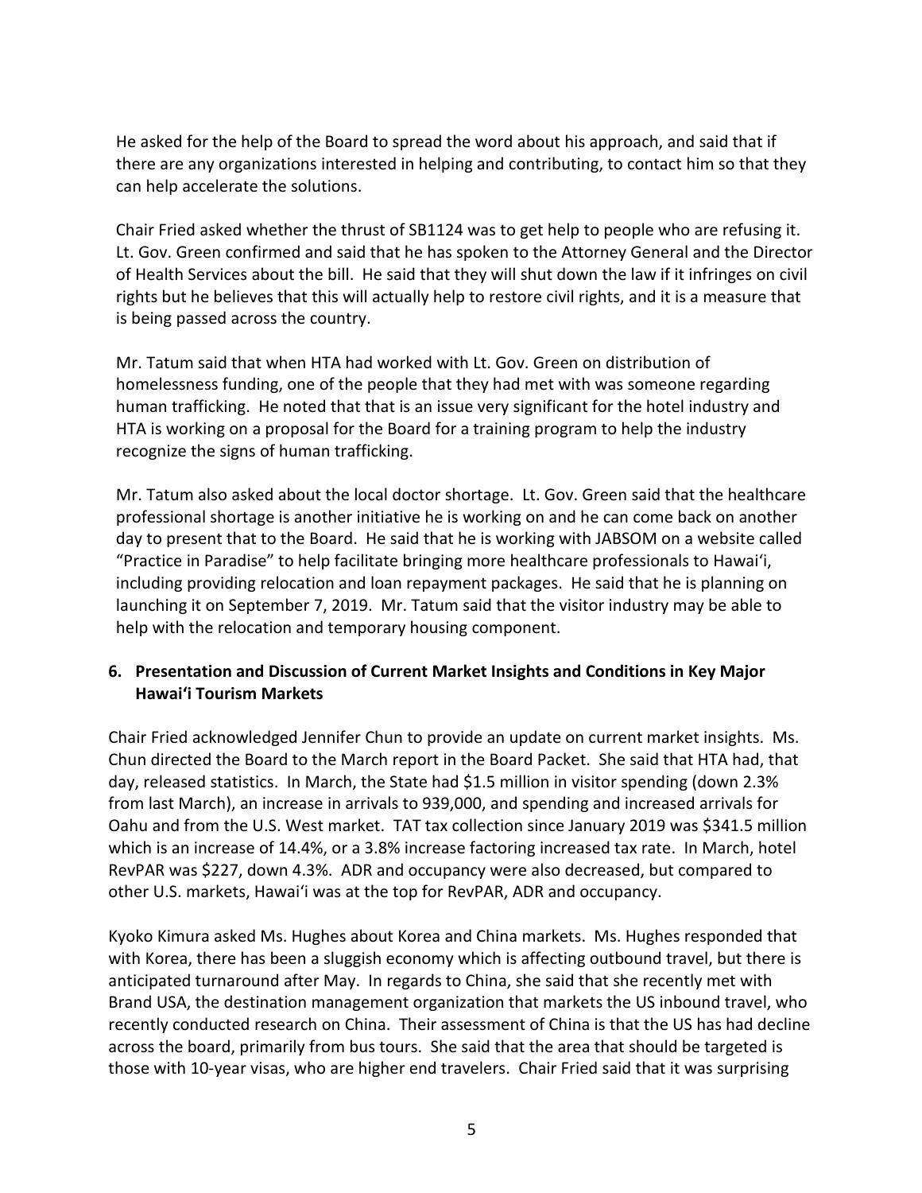He asked for the help of the Board to spread the word about his approach, and said that if there are any organizations interested in helping and contributing, to contact him so that they can help accelerate the solutions.

Chair Fried asked whether the thrust of SB1124 was to get help to people who are refusing it. Lt. Gov. Green confirmed and said that he has spoken to the Attorney General and the Director of Health Services about the bill. He said that they will shut down the law if it infringes on civil rights but he believes that this will actually help to restore civil rights, and it is a measure that is being passed across the country.

Mr. Tatum said that when HTA had worked with Lt. Gov. Green on distribution of homelessness funding, one of the people that they had met with was someone regarding human trafficking. He noted that that is an issue very significant for the hotel industry and HTA is working on a proposal for the Board for a training program to help the industry recognize the signs of human trafficking.

Mr. Tatum also asked about the local doctor shortage. Lt. Gov. Green said that the healthcare professional shortage is another initiative he is working on and he can come back on another day to present that to the Board. He said that he is working with JABSOM on a website called "Practice in Paradise" to help facilitate bringing more healthcare professionals to Hawai'i, including providing relocation and loan repayment packages. He said that he is planning on launching it on September 7, 2019. Mr. Tatum said that the visitor industry may be able to help with the relocation and temporary housing component.

## 6. Presentation and Discussion of Current Market Insights and Conditions in Key Major Hawai'i Tourism Markets

Chair Fried acknowledged Jennifer Chun to provide an update on current market insights. Ms. Chun directed the Board to the March report in the Board Packet. She said that HTA had, that day, released statistics. In March, the State had $1.5 million in visitor spending (down 2.3% from last March), an increase in arrivals to 939,000, and spending and increased arrivals for Oahu and from the U.S. West market. TAT tax collection since January 2019 was $341.5 million which is an increase of 14.4%, or a 3.8% increase factoring increased tax rate. In March, hotel RevPAR was $227, down 4.3%. ADR and occupancy were also decreased, but compared to other U.S. markets, Hawai'i was at the top for RevPAR, ADR and occupancy.

Kyoko Kimura asked Ms. Hughes about Korea and China markets. Ms. Hughes responded that with Korea, there has been a sluggish economy which is affecting outbound travel, but there is anticipated turnaround after May. In regards to China, she said that she recently met with Brand USA, the destination management organization that markets the US inbound travel, who recently conducted research on China. Their assessment of China is that the US has had decline across the board, primarily from bus tours. She said that the area that should be targeted is those with 10-year visas, who are higher end travelers. Chair Fried said that it was surprising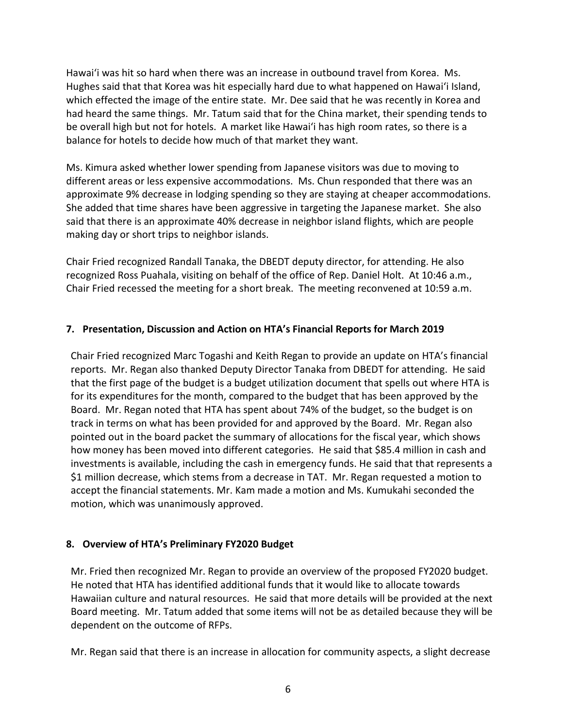Hawaiʻi was hit so hard when there was an increase in outbound travel from Korea. Ms. Hughes said that that Korea was hit especially hard due to what happened on Hawaiʻi Island, which effected the image of the entire state. Mr. Dee said that he was recently in Korea and had heard the same things. Mr. Tatum said that for the China market, their spending tends to be overall high but not for hotels. A market like Hawaiʻi has high room rates, so there is a balance for hotels to decide how much of that market they want.

Ms. Kimura asked whether lower spending from Japanese visitors was due to moving to different areas or less expensive accommodations. Ms. Chun responded that there was an approximate 9% decrease in lodging spending so they are staying at cheaper accommodations. She added that time shares have been aggressive in targeting the Japanese market. She also said that there is an approximate 40% decrease in neighbor island flights, which are people making day or short trips to neighbor islands.

Chair Fried recognized Randall Tanaka, the DBEDT deputy director, for attending. He also recognized Ross Puahala, visiting on behalf of the office of Rep. Daniel Holt. At 10:46 a.m., Chair Fried recessed the meeting for a short break. The meeting reconvened at 10:59 a.m.

**7. Presentation, Discussion and Action on HTA's Financial Reports for March 2019**

Chair Fried recognized Marc Togashi and Keith Regan to provide an update on HTA's financial reports. Mr. Regan also thanked Deputy Director Tanaka from DBEDT for attending. He said that the first page of the budget is a budget utilization document that spells out where HTA is for its expenditures for the month, compared to the budget that has been approved by the Board. Mr. Regan noted that HTA has spent about 74% of the budget, so the budget is on track in terms on what has been provided for and approved by the Board. Mr. Regan also pointed out in the board packet the summary of allocations for the fiscal year, which shows how money has been moved into different categories. He said that $85.4 million in cash and investments is available, including the cash in emergency funds. He said that that represents a $1 million decrease, which stems from a decrease in TAT. Mr. Regan requested a motion to accept the financial statements. Mr. Kam made a motion and Ms. Kumukahi seconded the motion, which was unanimously approved.

**8. Overview of HTA's Preliminary FY2020 Budget**

Mr. Fried then recognized Mr. Regan to provide an overview of the proposed FY2020 budget. He noted that HTA has identified additional funds that it would like to allocate towards Hawaiian culture and natural resources. He said that more details will be provided at the next Board meeting. Mr. Tatum added that some items will not be as detailed because they will be dependent on the outcome of RFPs.

Mr. Regan said that there is an increase in allocation for community aspects, a slight decrease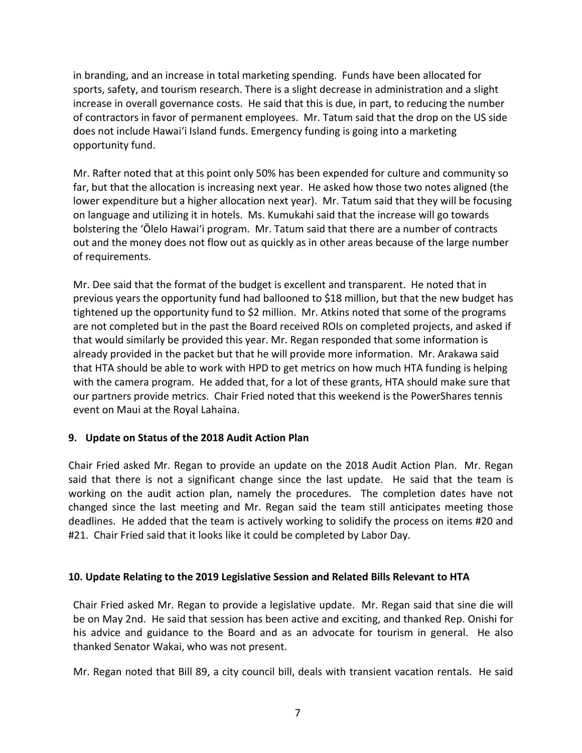in branding, and an increase in total marketing spending. Funds have been allocated for sports, safety, and tourism research. There is a slight decrease in administration and a slight increase in overall governance costs. He said that this is due, in part, to reducing the number of contractors in favor of permanent employees. Mr. Tatum said that the drop on the US side does not include Hawaiʻi Island funds. Emergency funding is going into a marketing opportunity fund.

Mr. Rafter noted that at this point only 50% has been expended for culture and community so far, but that the allocation is increasing next year. He asked how those two notes aligned (the lower expenditure but a higher allocation next year). Mr. Tatum said that they will be focusing on language and utilizing it in hotels. Ms. Kumukahi said that the increase will go towards bolstering the ʻŌlelo Hawaiʻi program. Mr. Tatum said that there are a number of contracts out and the money does not flow out as quickly as in other areas because of the large number of requirements.

Mr. Dee said that the format of the budget is excellent and transparent. He noted that in previous years the opportunity fund had ballooned to $18 million, but that the new budget has tightened up the opportunity fund to $2 million. Mr. Atkins noted that some of the programs are not completed but in the past the Board received ROIs on completed projects, and asked if that would similarly be provided this year. Mr. Regan responded that some information is already provided in the packet but that he will provide more information. Mr. Arakawa said that HTA should be able to work with HPD to get metrics on how much HTA funding is helping with the camera program. He added that, for a lot of these grants, HTA should make sure that our partners provide metrics. Chair Fried noted that this weekend is the PowerShares tennis event on Maui at the Royal Lahaina.

**9. Update on Status of the 2018 Audit Action Plan**

Chair Fried asked Mr. Regan to provide an update on the 2018 Audit Action Plan. Mr. Regan said that there is not a significant change since the last update. He said that the team is working on the audit action plan, namely the procedures. The completion dates have not changed since the last meeting and Mr. Regan said the team still anticipates meeting those deadlines. He added that the team is actively working to solidify the process on items #20 and #21. Chair Fried said that it looks like it could be completed by Labor Day.

**10. Update Relating to the 2019 Legislative Session and Related Bills Relevant to HTA**

Chair Fried asked Mr. Regan to provide a legislative update. Mr. Regan said that sine die will be on May 2nd. He said that session has been active and exciting, and thanked Rep. Onishi for his advice and guidance to the Board and as an advocate for tourism in general. He also thanked Senator Wakai, who was not present.

Mr. Regan noted that Bill 89, a city council bill, deals with transient vacation rentals. He said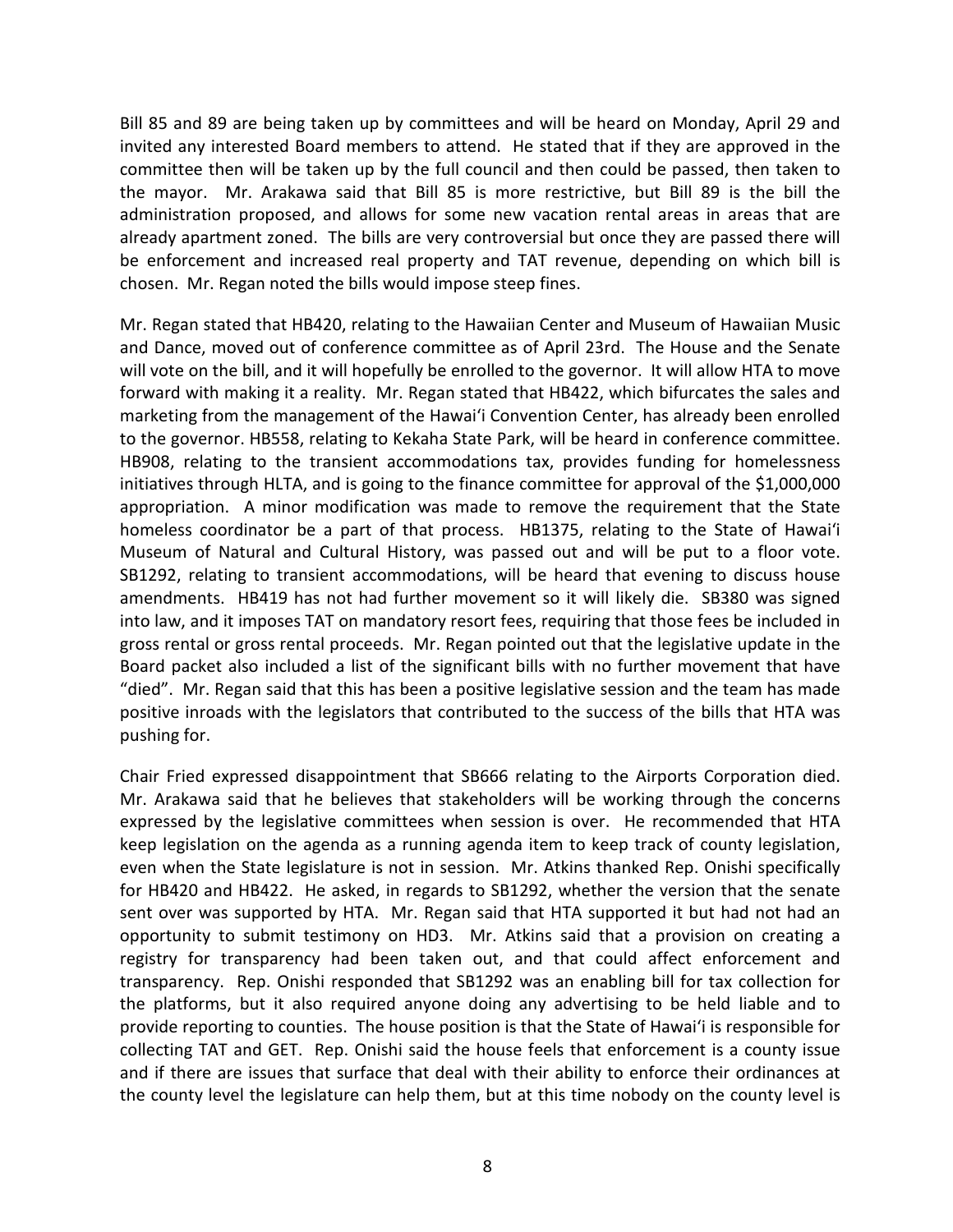Bill 85 and 89 are being taken up by committees and will be heard on Monday, April 29 and invited any interested Board members to attend. He stated that if they are approved in the committee then will be taken up by the full council and then could be passed, then taken to the mayor. Mr. Arakawa said that Bill 85 is more restrictive, but Bill 89 is the bill the administration proposed, and allows for some new vacation rental areas in areas that are already apartment zoned. The bills are very controversial but once they are passed there will be enforcement and increased real property and TAT revenue, depending on which bill is chosen. Mr. Regan noted the bills would impose steep fines.

Mr. Regan stated that HB420, relating to the Hawaiian Center and Museum of Hawaiian Music and Dance, moved out of conference committee as of April 23rd. The House and the Senate will vote on the bill, and it will hopefully be enrolled to the governor. It will allow HTA to move forward with making it a reality. Mr. Regan stated that HB422, which bifurcates the sales and marketing from the management of the Hawai'i Convention Center, has already been enrolled to the governor. HB558, relating to Kekaha State Park, will be heard in conference committee. HB908, relating to the transient accommodations tax, provides funding for homelessness initiatives through HLTA, and is going to the finance committee for approval of the $1,000,000 appropriation. A minor modification was made to remove the requirement that the State homeless coordinator be a part of that process. HB1375, relating to the State of Hawai'i Museum of Natural and Cultural History, was passed out and will be put to a floor vote. SB1292, relating to transient accommodations, will be heard that evening to discuss house amendments. HB419 has not had further movement so it will likely die. SB380 was signed into law, and it imposes TAT on mandatory resort fees, requiring that those fees be included in gross rental or gross rental proceeds. Mr. Regan pointed out that the legislative update in the Board packet also included a list of the significant bills with no further movement that have "died". Mr. Regan said that this has been a positive legislative session and the team has made positive inroads with the legislators that contributed to the success of the bills that HTA was pushing for.

Chair Fried expressed disappointment that SB666 relating to the Airports Corporation died. Mr. Arakawa said that he believes that stakeholders will be working through the concerns expressed by the legislative committees when session is over. He recommended that HTA keep legislation on the agenda as a running agenda item to keep track of county legislation, even when the State legislature is not in session. Mr. Atkins thanked Rep. Onishi specifically for HB420 and HB422. He asked, in regards to SB1292, whether the version that the senate sent over was supported by HTA. Mr. Regan said that HTA supported it but had not had an opportunity to submit testimony on HD3. Mr. Atkins said that a provision on creating a registry for transparency had been taken out, and that could affect enforcement and transparency. Rep. Onishi responded that SB1292 was an enabling bill for tax collection for the platforms, but it also required anyone doing any advertising to be held liable and to provide reporting to counties. The house position is that the State of Hawai'i is responsible for collecting TAT and GET. Rep. Onishi said the house feels that enforcement is a county issue and if there are issues that surface that deal with their ability to enforce their ordinances at the county level the legislature can help them, but at this time nobody on the county level is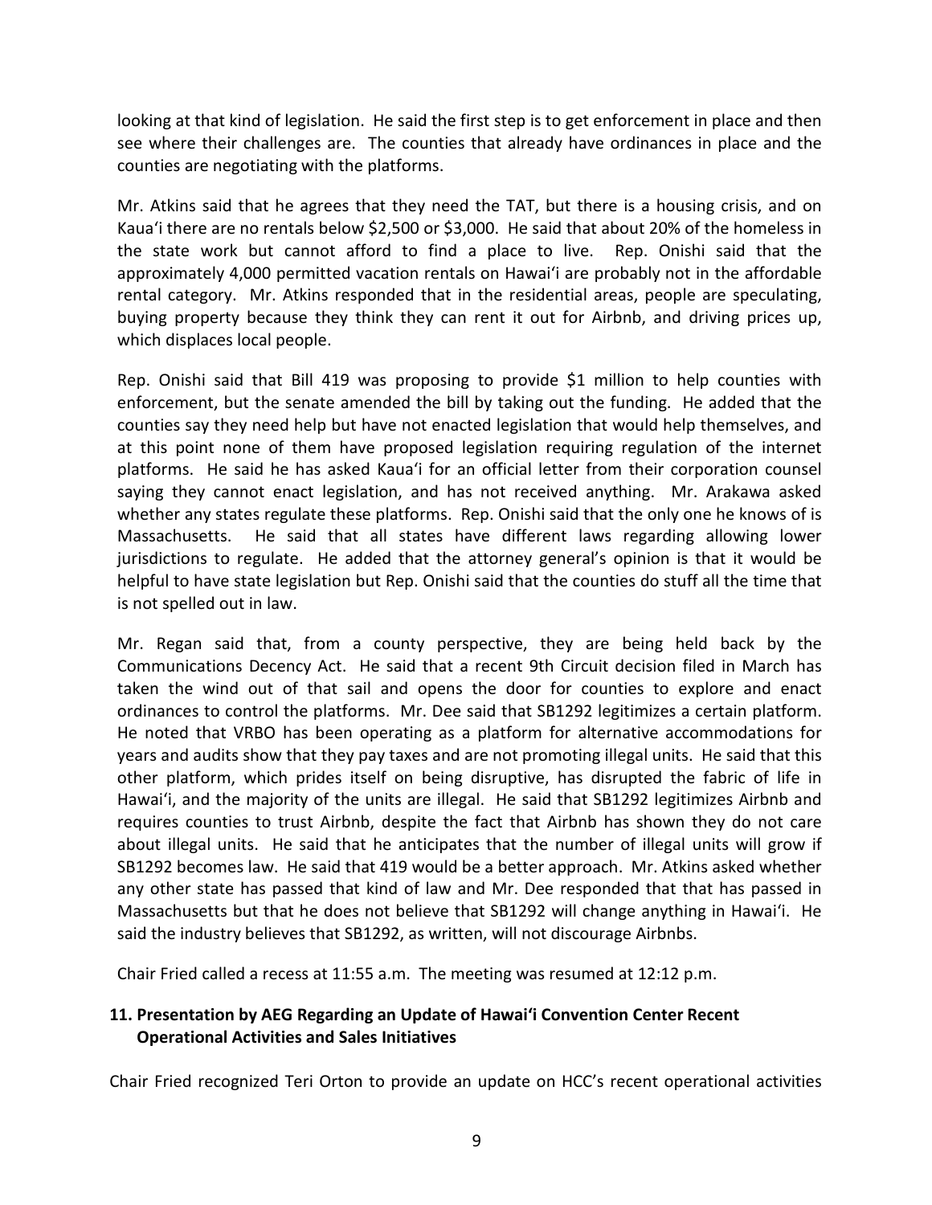looking at that kind of legislation. He said the first step is to get enforcement in place and then see where their challenges are. The counties that already have ordinances in place and the counties are negotiating with the platforms.

Mr. Atkins said that he agrees that they need the TAT, but there is a housing crisis, and on Kauaʻi there are no rentals below $2,500 or $3,000. He said that about 20% of the homeless in the state work but cannot afford to find a place to live. Rep. Onishi said that the approximately 4,000 permitted vacation rentals on Hawaiʻi are probably not in the affordable rental category. Mr. Atkins responded that in the residential areas, people are speculating, buying property because they think they can rent it out for Airbnb, and driving prices up, which displaces local people.

Rep. Onishi said that Bill 419 was proposing to provide $1 million to help counties with enforcement, but the senate amended the bill by taking out the funding. He added that the counties say they need help but have not enacted legislation that would help themselves, and at this point none of them have proposed legislation requiring regulation of the internet platforms. He said he has asked Kauaʻi for an official letter from their corporation counsel saying they cannot enact legislation, and has not received anything. Mr. Arakawa asked whether any states regulate these platforms. Rep. Onishi said that the only one he knows of is Massachusetts. He said that all states have different laws regarding allowing lower jurisdictions to regulate. He added that the attorney general's opinion is that it would be helpful to have state legislation but Rep. Onishi said that the counties do stuff all the time that is not spelled out in law.

Mr. Regan said that, from a county perspective, they are being held back by the Communications Decency Act. He said that a recent 9th Circuit decision filed in March has taken the wind out of that sail and opens the door for counties to explore and enact ordinances to control the platforms. Mr. Dee said that SB1292 legitimizes a certain platform. He noted that VRBO has been operating as a platform for alternative accommodations for years and audits show that they pay taxes and are not promoting illegal units. He said that this other platform, which prides itself on being disruptive, has disrupted the fabric of life in Hawaiʻi, and the majority of the units are illegal. He said that SB1292 legitimizes Airbnb and requires counties to trust Airbnb, despite the fact that Airbnb has shown they do not care about illegal units. He said that he anticipates that the number of illegal units will grow if SB1292 becomes law. He said that 419 would be a better approach. Mr. Atkins asked whether any other state has passed that kind of law and Mr. Dee responded that that has passed in Massachusetts but that he does not believe that SB1292 will change anything in Hawaiʻi. He said the industry believes that SB1292, as written, will not discourage Airbnbs.

Chair Fried called a recess at 11:55 a.m. The meeting was resumed at 12:12 p.m.

**11. Presentation by AEG Regarding an Update of Hawaiʻi Convention Center Recent Operational Activities and Sales Initiatives**

Chair Fried recognized Teri Orton to provide an update on HCC's recent operational activities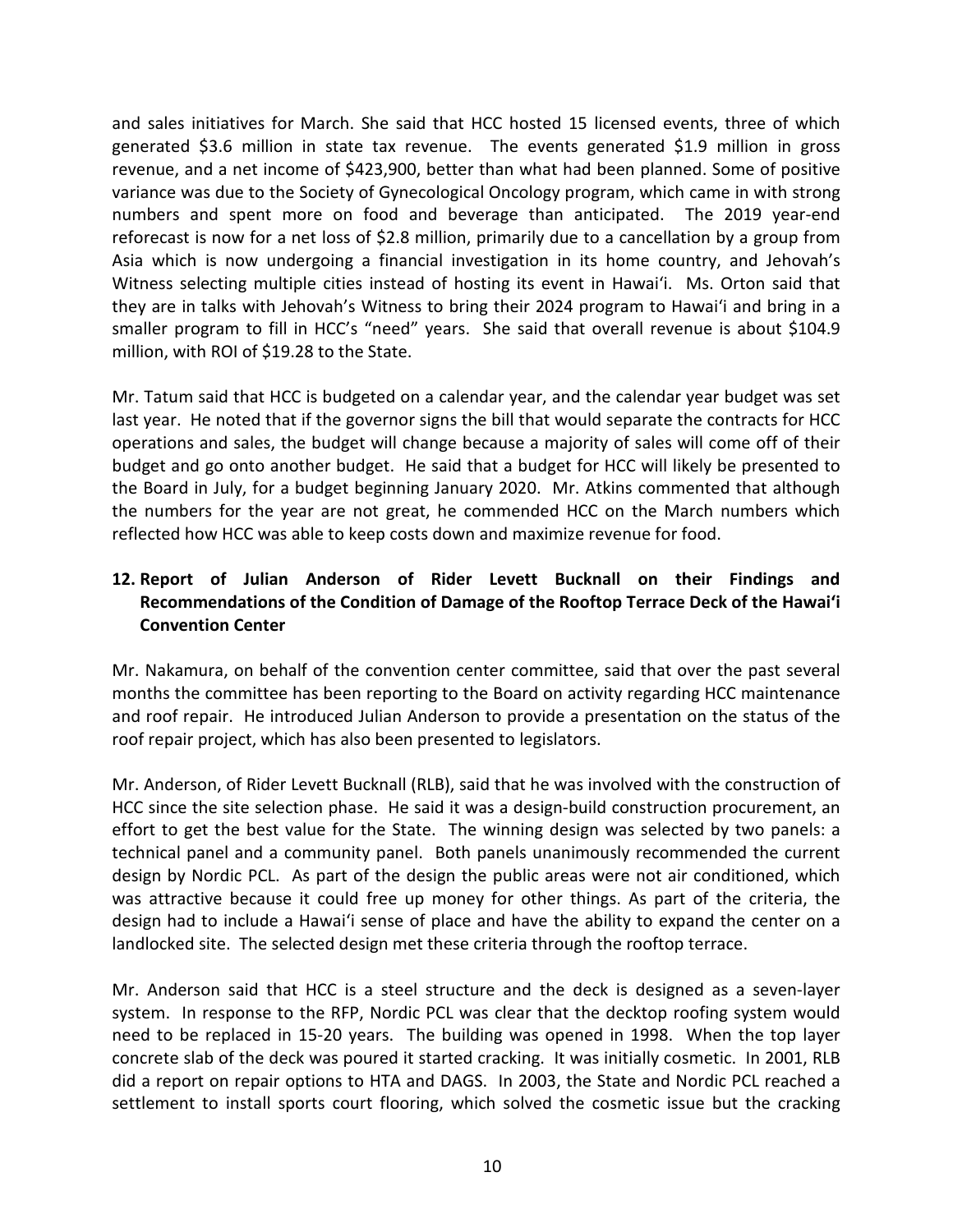and sales initiatives for March. She said that HCC hosted 15 licensed events, three of which generated $3.6 million in state tax revenue. The events generated $1.9 million in gross revenue, and a net income of $423,900, better than what had been planned. Some of positive variance was due to the Society of Gynecological Oncology program, which came in with strong numbers and spent more on food and beverage than anticipated. The 2019 year-end reforecast is now for a net loss of $2.8 million, primarily due to a cancellation by a group from Asia which is now undergoing a financial investigation in its home country, and Jehovah's Witness selecting multiple cities instead of hosting its event in Hawaiʻi. Ms. Orton said that they are in talks with Jehovah's Witness to bring their 2024 program to Hawaiʻi and bring in a smaller program to fill in HCC's "need" years. She said that overall revenue is about $104.9 million, with ROI of $19.28 to the State.

Mr. Tatum said that HCC is budgeted on a calendar year, and the calendar year budget was set last year. He noted that if the governor signs the bill that would separate the contracts for HCC operations and sales, the budget will change because a majority of sales will come off of their budget and go onto another budget. He said that a budget for HCC will likely be presented to the Board in July, for a budget beginning January 2020. Mr. Atkins commented that although the numbers for the year are not great, he commended HCC on the March numbers which reflected how HCC was able to keep costs down and maximize revenue for food.

**12. Report of Julian Anderson of Rider Levett Bucknall on their Findings and Recommendations of the Condition of Damage of the Rooftop Terrace Deck of the Hawaiʻi Convention Center**

Mr. Nakamura, on behalf of the convention center committee, said that over the past several months the committee has been reporting to the Board on activity regarding HCC maintenance and roof repair. He introduced Julian Anderson to provide a presentation on the status of the roof repair project, which has also been presented to legislators.

Mr. Anderson, of Rider Levett Bucknall (RLB), said that he was involved with the construction of HCC since the site selection phase. He said it was a design-build construction procurement, an effort to get the best value for the State. The winning design was selected by two panels: a technical panel and a community panel. Both panels unanimously recommended the current design by Nordic PCL. As part of the design the public areas were not air conditioned, which was attractive because it could free up money for other things. As part of the criteria, the design had to include a Hawaiʻi sense of place and have the ability to expand the center on a landlocked site. The selected design met these criteria through the rooftop terrace.

Mr. Anderson said that HCC is a steel structure and the deck is designed as a seven-layer system. In response to the RFP, Nordic PCL was clear that the decktop roofing system would need to be replaced in 15-20 years. The building was opened in 1998. When the top layer concrete slab of the deck was poured it started cracking. It was initially cosmetic. In 2001, RLB did a report on repair options to HTA and DAGS. In 2003, the State and Nordic PCL reached a settlement to install sports court flooring, which solved the cosmetic issue but the cracking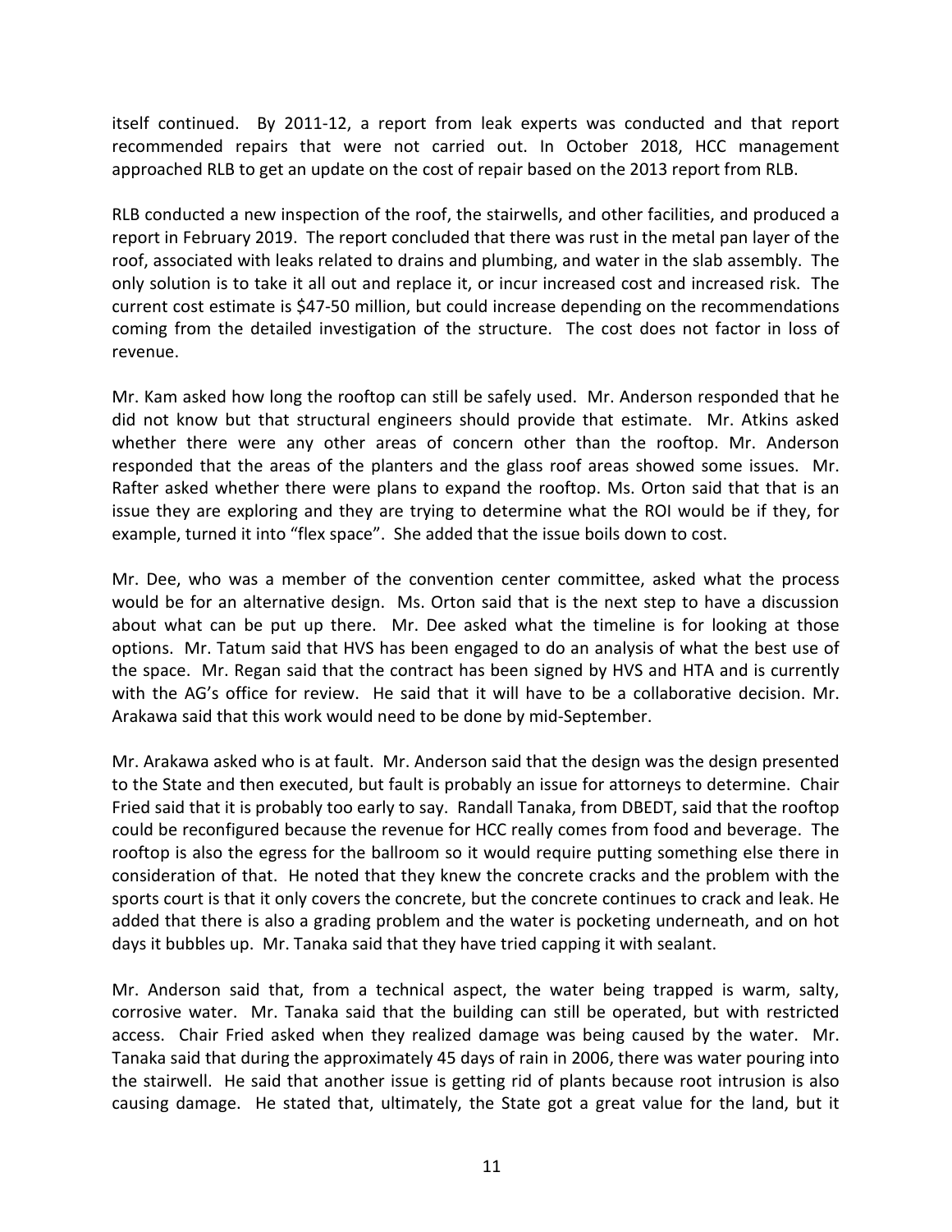itself continued. By 2011-12, a report from leak experts was conducted and that report recommended repairs that were not carried out. In October 2018, HCC management approached RLB to get an update on the cost of repair based on the 2013 report from RLB.

RLB conducted a new inspection of the roof, the stairwells, and other facilities, and produced a report in February 2019. The report concluded that there was rust in the metal pan layer of the roof, associated with leaks related to drains and plumbing, and water in the slab assembly. The only solution is to take it all out and replace it, or incur increased cost and increased risk. The current cost estimate is $47-50 million, but could increase depending on the recommendations coming from the detailed investigation of the structure. The cost does not factor in loss of revenue.

Mr. Kam asked how long the rooftop can still be safely used. Mr. Anderson responded that he did not know but that structural engineers should provide that estimate. Mr. Atkins asked whether there were any other areas of concern other than the rooftop. Mr. Anderson responded that the areas of the planters and the glass roof areas showed some issues. Mr. Rafter asked whether there were plans to expand the rooftop. Ms. Orton said that that is an issue they are exploring and they are trying to determine what the ROI would be if they, for example, turned it into "flex space". She added that the issue boils down to cost.

Mr. Dee, who was a member of the convention center committee, asked what the process would be for an alternative design. Ms. Orton said that is the next step to have a discussion about what can be put up there. Mr. Dee asked what the timeline is for looking at those options. Mr. Tatum said that HVS has been engaged to do an analysis of what the best use of the space. Mr. Regan said that the contract has been signed by HVS and HTA and is currently with the AG's office for review. He said that it will have to be a collaborative decision. Mr. Arakawa said that this work would need to be done by mid-September.

Mr. Arakawa asked who is at fault. Mr. Anderson said that the design was the design presented to the State and then executed, but fault is probably an issue for attorneys to determine. Chair Fried said that it is probably too early to say. Randall Tanaka, from DBEDT, said that the rooftop could be reconfigured because the revenue for HCC really comes from food and beverage. The rooftop is also the egress for the ballroom so it would require putting something else there in consideration of that. He noted that they knew the concrete cracks and the problem with the sports court is that it only covers the concrete, but the concrete continues to crack and leak. He added that there is also a grading problem and the water is pocketing underneath, and on hot days it bubbles up. Mr. Tanaka said that they have tried capping it with sealant.

Mr. Anderson said that, from a technical aspect, the water being trapped is warm, salty, corrosive water. Mr. Tanaka said that the building can still be operated, but with restricted access. Chair Fried asked when they realized damage was being caused by the water. Mr. Tanaka said that during the approximately 45 days of rain in 2006, there was water pouring into the stairwell. He said that another issue is getting rid of plants because root intrusion is also causing damage. He stated that, ultimately, the State got a great value for the land, but it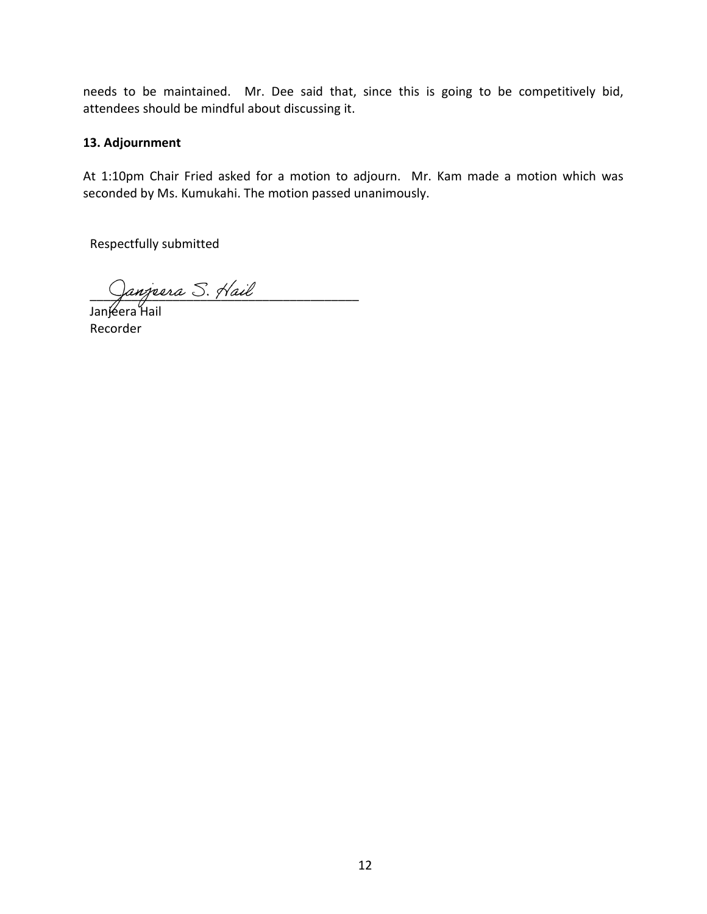needs to be maintained. Mr. Dee said that, since this is going to be competitively bid, attendees should be mindful about discussing it.

**13. Adjournment**

At 1:10pm Chair Fried asked for a motion to adjourn. Mr. Kam made a motion which was seconded by Ms. Kumukahi. The motion passed unanimously.

Respectfully submitted

Janjeera S. Hail
___________________________________

Janjeera Hail
Recorder